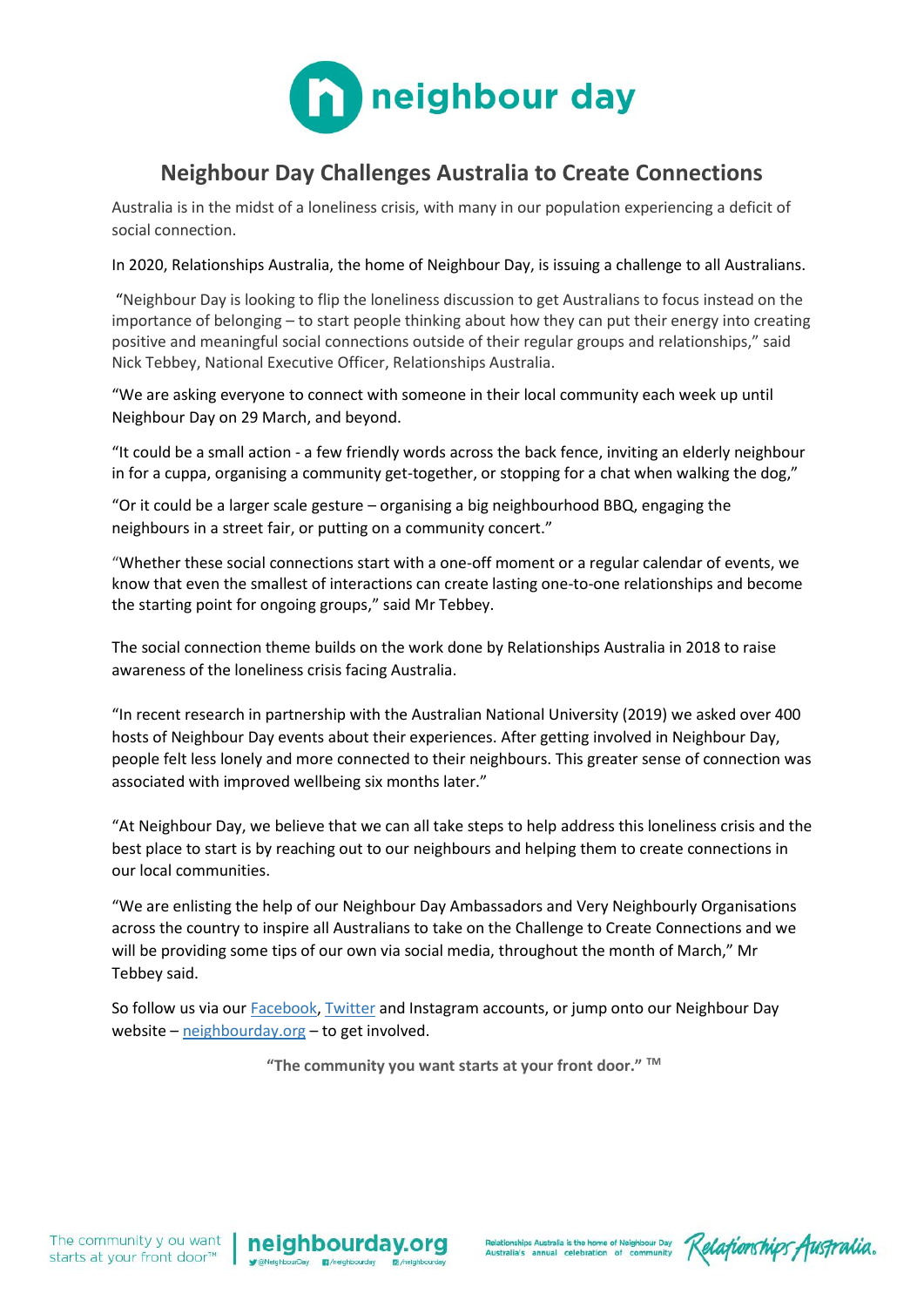neighbour day

# Neighbour Day Challenges Australia to Create Connections

Australia is in the midst of a loneliness crisis, with many in our population experiencing a deficit of social connection.

In 2020, Relationships Australia, the home of Neighbour Day, is issuing a challenge to all Australians.

"Neighbour Day is looking to flip the loneliness discussion to get Australians to focus instead on the importance of belonging – to start people thinking about how they can put their energy into creating positive and meaningful social connections outside of their regular groups and relationships," said Nick Tebbey, National Executive Officer, Relationships Australia.

"We are asking everyone to connect with someone in their local community each week up until Neighbour Day on 29 March, and beyond.

"It could be a small action - a few friendly words across the back fence, inviting an elderly neighbour in for a cuppa, organising a community get-together, or stopping for a chat when walking the dog,"

"Or it could be a larger scale gesture – organising a big neighbourhood BBQ, engaging the neighbours in a street fair, or putting on a community concert."

"Whether these social connections start with a one-off moment or a regular calendar of events, we know that even the smallest of interactions can create lasting one-to-one relationships and become the starting point for ongoing groups," said Mr Tebbey.

The social connection theme builds on the work done by Relationships Australia in 2018 to raise awareness of the loneliness crisis facing Australia.

"In recent research in partnership with the Australian National University (2019) we asked over 400 hosts of Neighbour Day events about their experiences. After getting involved in Neighbour Day, people felt less lonely and more connected to their neighbours. This greater sense of connection was associated with improved wellbeing six months later."

"At Neighbour Day, we believe that we can all take steps to help address this loneliness crisis and the best place to start is by reaching out to our neighbours and helping them to create connections in our local communities.

"We are enlisting the help of our Neighbour Day Ambassadors and Very Neighbourly Organisations across the country to inspire all Australians to take on the Challenge to Create Connections and we will be providing some tips of our own via social media, throughout the month of March," Mr Tebbey said.

So follow us via our [Facebook](), [Twitter]() and Instagram accounts, or jump onto our Neighbour Day website – [neighbourday.org]() – to get involved.

**"The community you want starts at your front door." ™**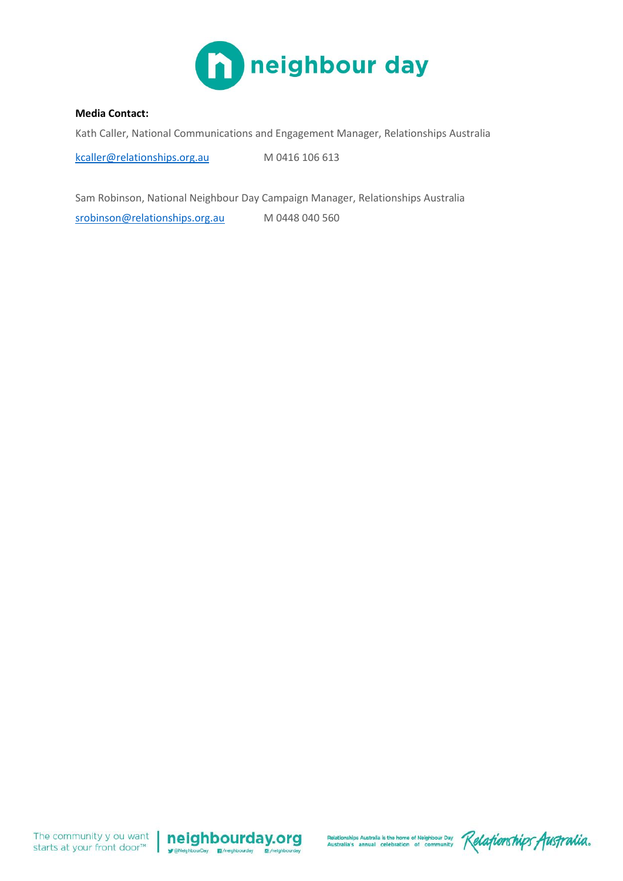**Media Contact:**

Kath Caller, National Communications and Engagement Manager, Relationships Australia

kcaller@relationships.org.au M 0416 106 613

Sam Robinson, National Neighbour Day Campaign Manager, Relationships Australia

srobinson@relationships.org.au M 0448 040 560